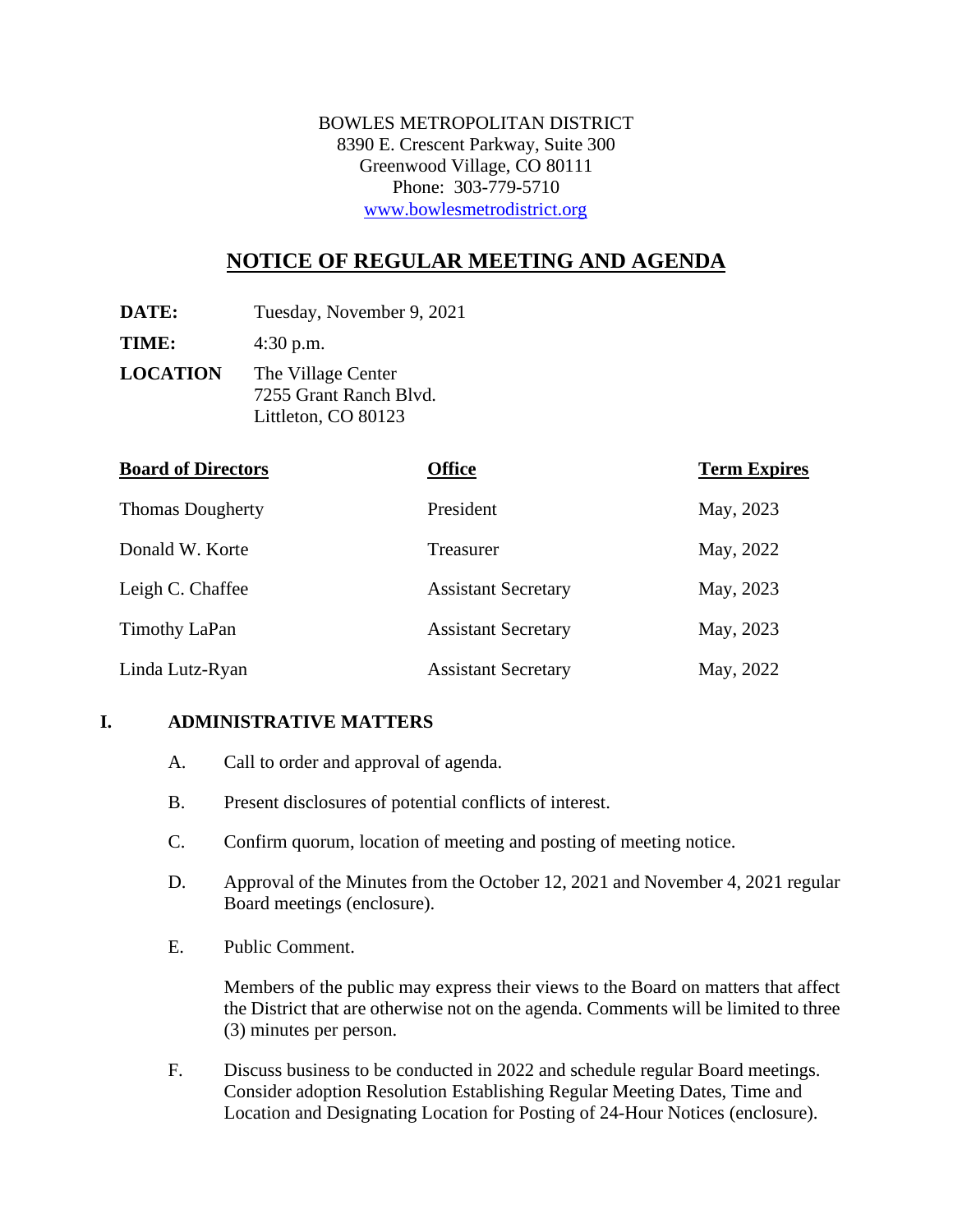BOWLES METROPOLITAN DISTRICT
8390 E. Crescent Parkway, Suite 300
Greenwood Village, CO 80111
Phone: 303-779-5710
www.bowlesmetrodistrict.org

# NOTICE OF REGULAR MEETING AND AGENDA

**DATE:** Tuesday, November 9, 2021

**TIME:** 4:30 p.m.

**LOCATION** The Village Center
7255 Grant Ranch Blvd.
Littleton, CO 80123

| Board of Directors | Office | Term Expires |
|---|---|---|
| Thomas Dougherty | President | May, 2023 |
| Donald W. Korte | Treasurer | May, 2022 |
| Leigh C. Chaffee | Assistant Secretary | May, 2023 |
| Timothy LaPan | Assistant Secretary | May, 2023 |
| Linda Lutz-Ryan | Assistant Secretary | May, 2022 |

## I. ADMINISTRATIVE MATTERS

A. Call to order and approval of agenda.

B. Present disclosures of potential conflicts of interest.

C. Confirm quorum, location of meeting and posting of meeting notice.

D. Approval of the Minutes from the October 12, 2021 and November 4, 2021 regular Board meetings (enclosure).

E. Public Comment.

Members of the public may express their views to the Board on matters that affect the District that are otherwise not on the agenda. Comments will be limited to three (3) minutes per person.

F. Discuss business to be conducted in 2022 and schedule regular Board meetings. Consider adoption Resolution Establishing Regular Meeting Dates, Time and Location and Designating Location for Posting of 24-Hour Notices (enclosure).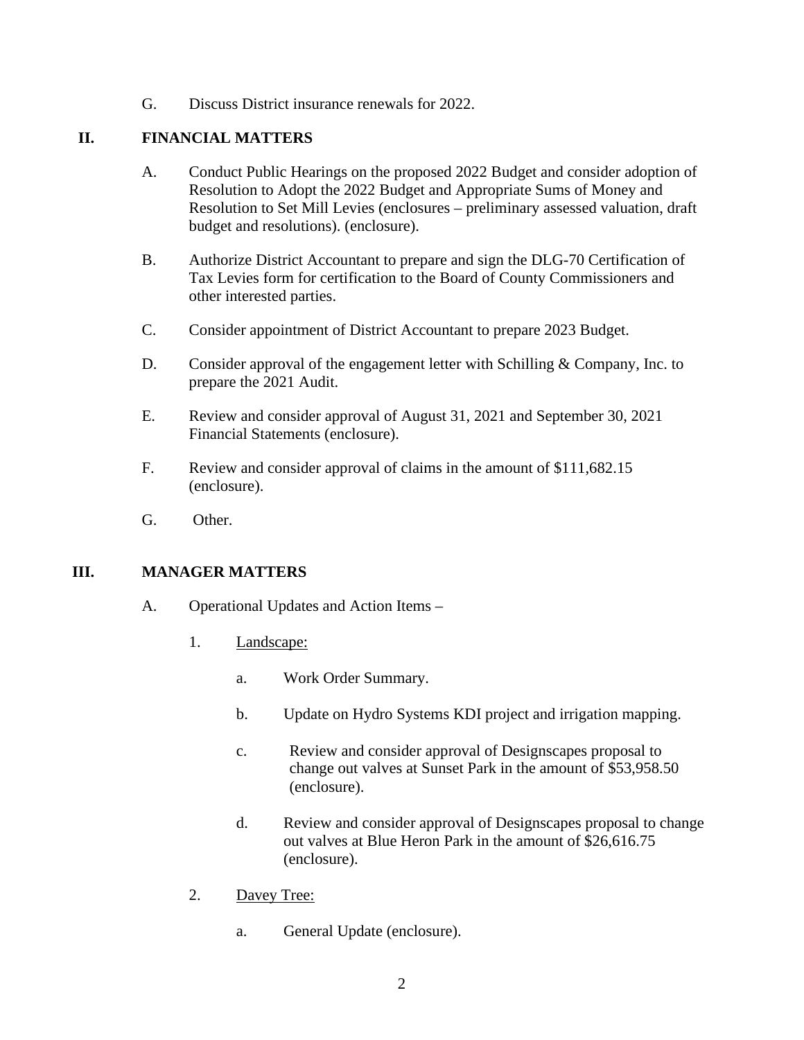G. Discuss District insurance renewals for 2022.

## II. FINANCIAL MATTERS

A. Conduct Public Hearings on the proposed 2022 Budget and consider adoption of Resolution to Adopt the 2022 Budget and Appropriate Sums of Money and Resolution to Set Mill Levies (enclosures – preliminary assessed valuation, draft budget and resolutions). (enclosure).

B. Authorize District Accountant to prepare and sign the DLG-70 Certification of Tax Levies form for certification to the Board of County Commissioners and other interested parties.

C. Consider appointment of District Accountant to prepare 2023 Budget.

D. Consider approval of the engagement letter with Schilling & Company, Inc. to prepare the 2021 Audit.

E. Review and consider approval of August 31, 2021 and September 30, 2021 Financial Statements (enclosure).

F. Review and consider approval of claims in the amount of $111,682.15 (enclosure).

G. Other.

## III. MANAGER MATTERS

A. Operational Updates and Action Items –

1. Landscape:

   a. Work Order Summary.

   b. Update on Hydro Systems KDI project and irrigation mapping.

   c. Review and consider approval of Designscapes proposal to change out valves at Sunset Park in the amount of $53,958.50 (enclosure).

   d. Review and consider approval of Designscapes proposal to change out valves at Blue Heron Park in the amount of $26,616.75 (enclosure).

2. Davey Tree:

   a. General Update (enclosure).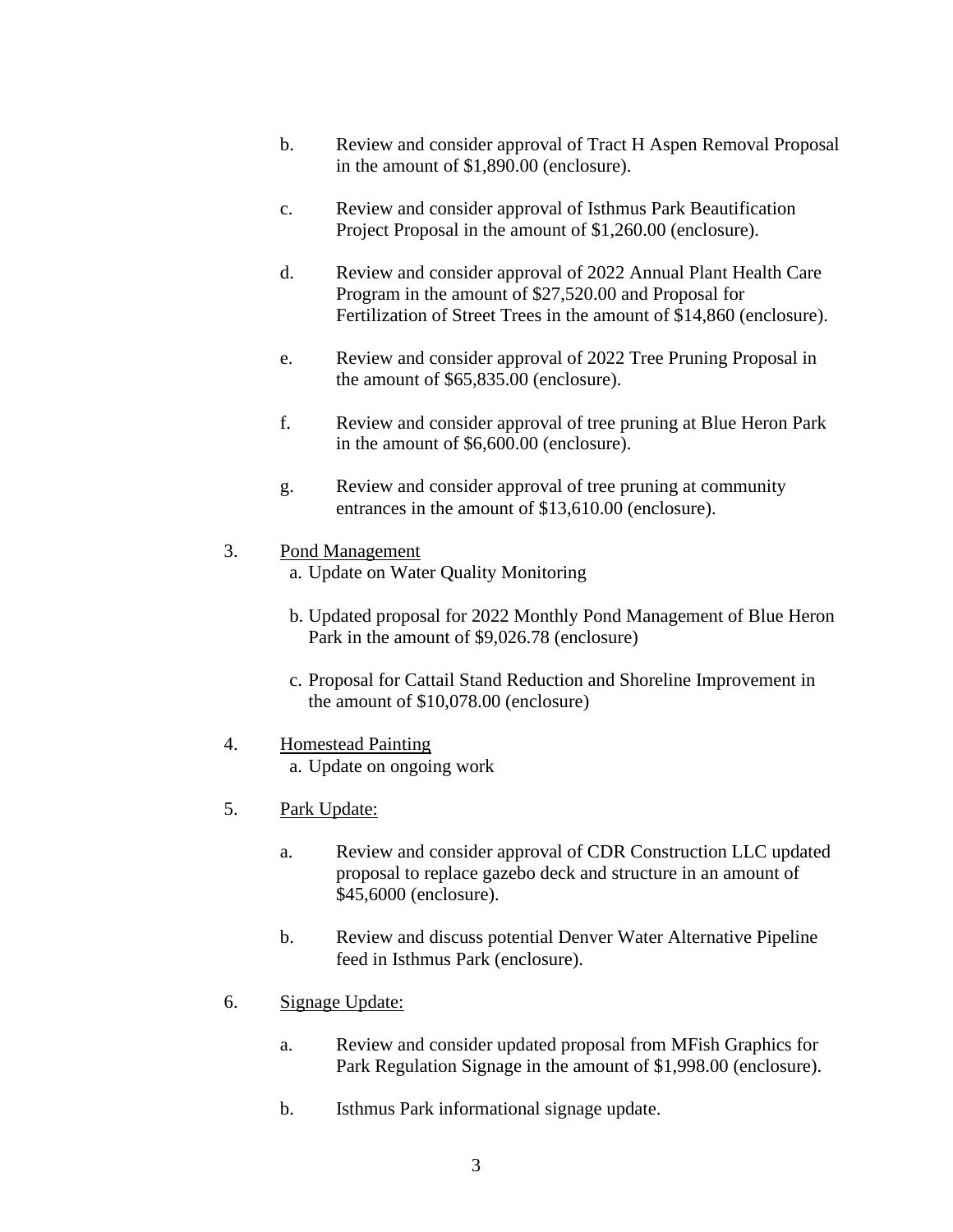b. Review and consider approval of Tract H Aspen Removal Proposal in the amount of $1,890.00 (enclosure).

c. Review and consider approval of Isthmus Park Beautification Project Proposal in the amount of $1,260.00 (enclosure).

d. Review and consider approval of 2022 Annual Plant Health Care Program in the amount of $27,520.00 and Proposal for Fertilization of Street Trees in the amount of $14,860 (enclosure).

e. Review and consider approval of 2022 Tree Pruning Proposal in the amount of $65,835.00 (enclosure).

f. Review and consider approval of tree pruning at Blue Heron Park in the amount of $6,600.00 (enclosure).

g. Review and consider approval of tree pruning at community entrances in the amount of $13,610.00 (enclosure).

3. <u>Pond Management</u>

   a. Update on Water Quality Monitoring

   b. Updated proposal for 2022 Monthly Pond Management of Blue Heron Park in the amount of $9,026.78 (enclosure)

   c. Proposal for Cattail Stand Reduction and Shoreline Improvement in the amount of $10,078.00 (enclosure)

4. <u>Homestead Painting</u>

   a. Update on ongoing work

5. <u>Park Update:</u>

   a. Review and consider approval of CDR Construction LLC updated proposal to replace gazebo deck and structure in an amount of $45,6000 (enclosure).

   b. Review and discuss potential Denver Water Alternative Pipeline feed in Isthmus Park (enclosure).

6. <u>Signage Update:</u>

   a. Review and consider updated proposal from MFish Graphics for Park Regulation Signage in the amount of $1,998.00 (enclosure).

   b. Isthmus Park informational signage update.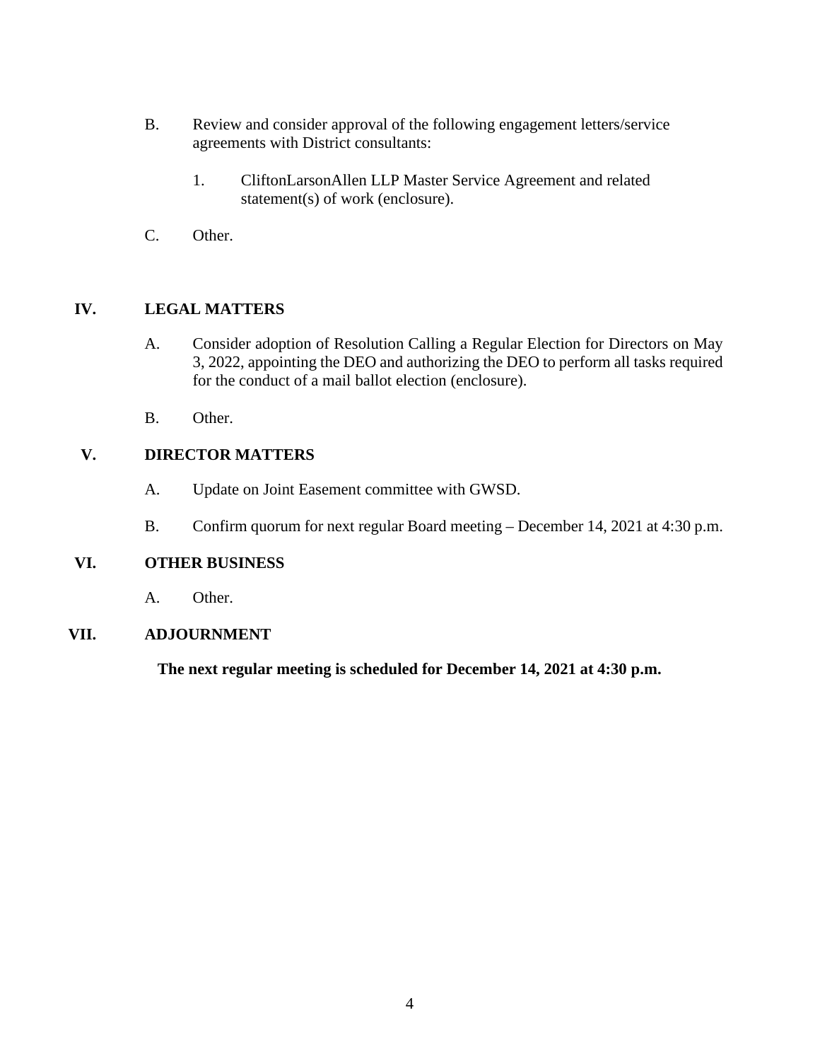B. Review and consider approval of the following engagement letters/service agreements with District consultants:

   1. CliftonLarsonAllen LLP Master Service Agreement and related statement(s) of work (enclosure).

C. Other.

**IV. LEGAL MATTERS**

A. Consider adoption of Resolution Calling a Regular Election for Directors on May 3, 2022, appointing the DEO and authorizing the DEO to perform all tasks required for the conduct of a mail ballot election (enclosure).

B. Other.

**V. DIRECTOR MATTERS**

A. Update on Joint Easement committee with GWSD.

B. Confirm quorum for next regular Board meeting – December 14, 2021 at 4:30 p.m.

**VI. OTHER BUSINESS**

A. Other.

**VII. ADJOURNMENT**

**The next regular meeting is scheduled for December 14, 2021 at 4:30 p.m.**